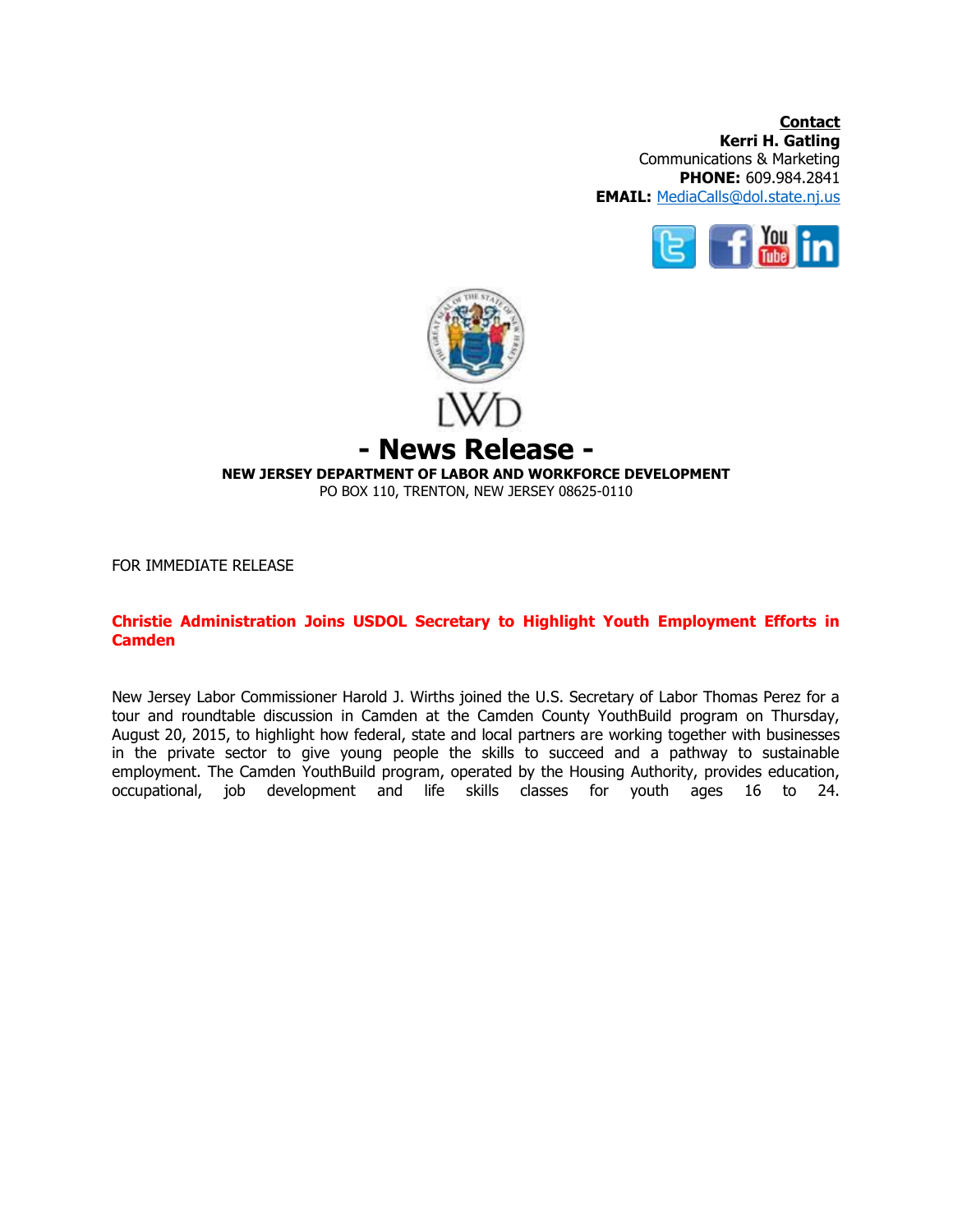**Contact**
**Kerri H. Gatling**
Communications & Marketing
**PHONE:** 609.984.2841
**EMAIL:** MediaCalls@dol.state.nj.us

LWD

# - News Release -

**NEW JERSEY DEPARTMENT OF LABOR AND WORKFORCE DEVELOPMENT**
PO BOX 110, TRENTON, NEW JERSEY 08625-0110

FOR IMMEDIATE RELEASE

**Christie Administration Joins USDOL Secretary to Highlight Youth Employment Efforts in Camden**

New Jersey Labor Commissioner Harold J. Wirths joined the U.S. Secretary of Labor Thomas Perez for a tour and roundtable discussion in Camden at the Camden County YouthBuild program on Thursday, August 20, 2015, to highlight how federal, state and local partners are working together with businesses in the private sector to give young people the skills to succeed and a pathway to sustainable employment. The Camden YouthBuild program, operated by the Housing Authority, provides education, occupational, job development and life skills classes for youth ages 16 to 24.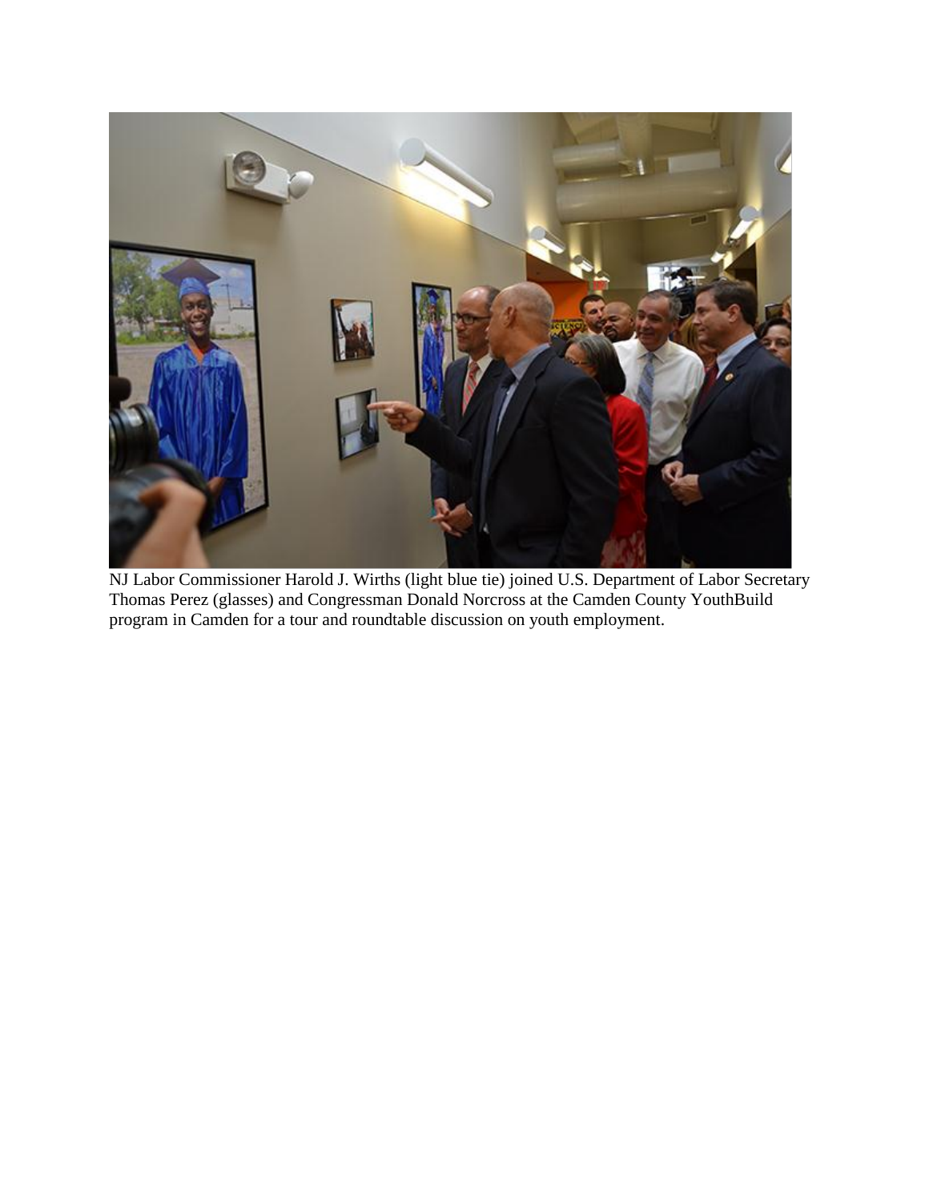NJ Labor Commissioner Harold J. Wirths (light blue tie) joined U.S. Department of Labor Secretary Thomas Perez (glasses) and Congressman Donald Norcross at the Camden County YouthBuild program in Camden for a tour and roundtable discussion on youth employment.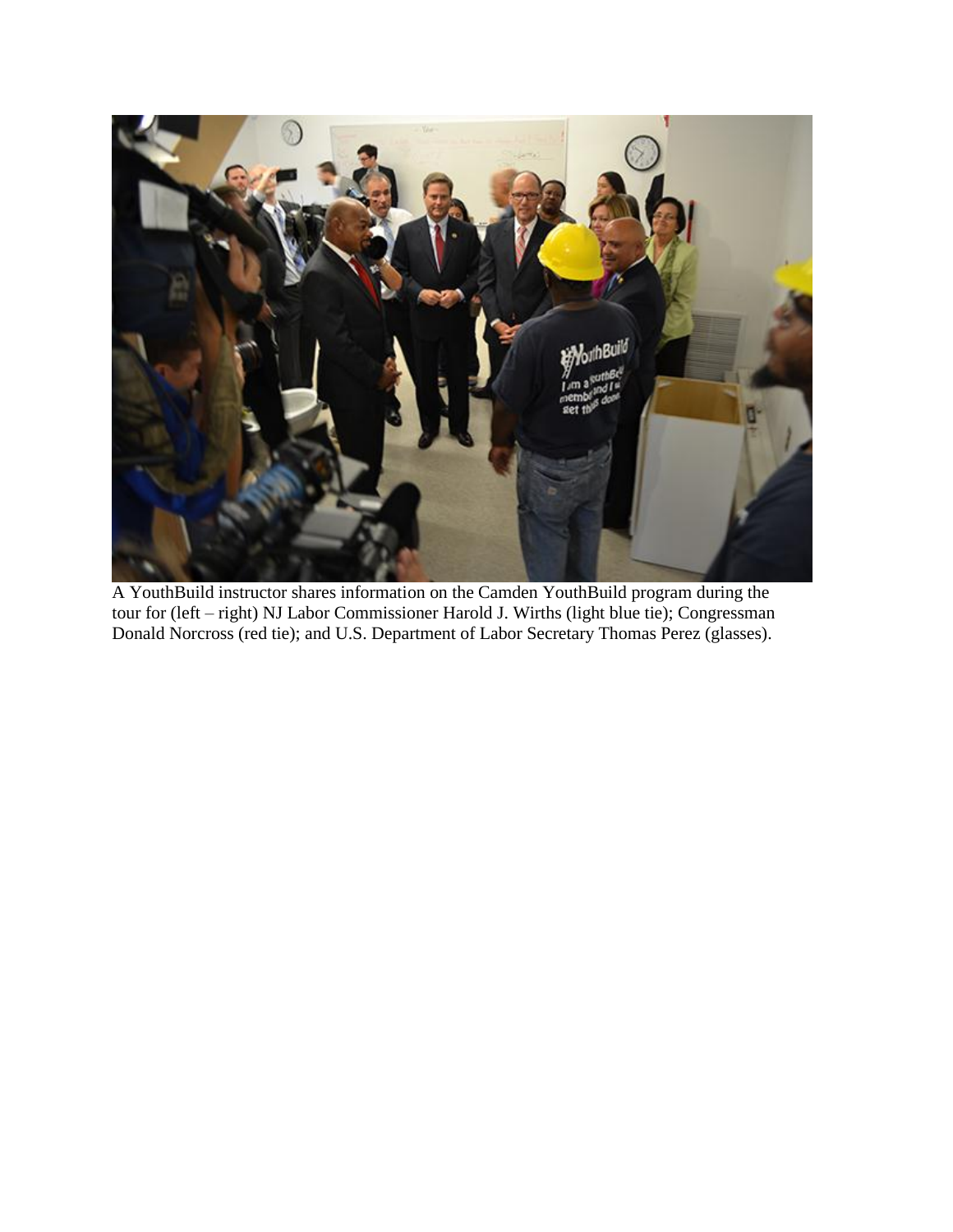A YouthBuild instructor shares information on the Camden YouthBuild program during the tour for (left – right) NJ Labor Commissioner Harold J. Wirths (light blue tie); Congressman Donald Norcross (red tie); and U.S. Department of Labor Secretary Thomas Perez (glasses).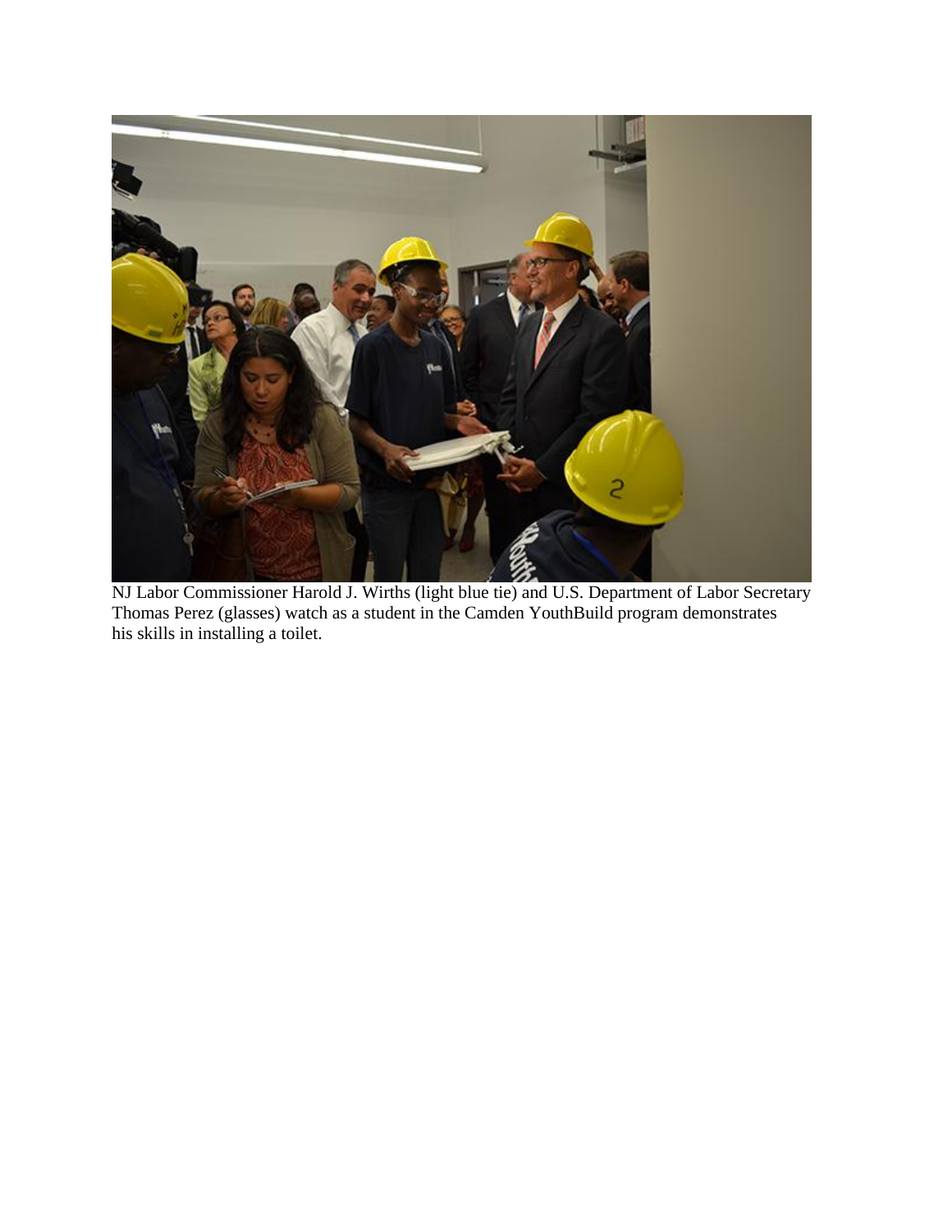NJ Labor Commissioner Harold J. Wirths (light blue tie) and U.S. Department of Labor Secretary Thomas Perez (glasses) watch as a student in the Camden YouthBuild program demonstrates his skills in installing a toilet.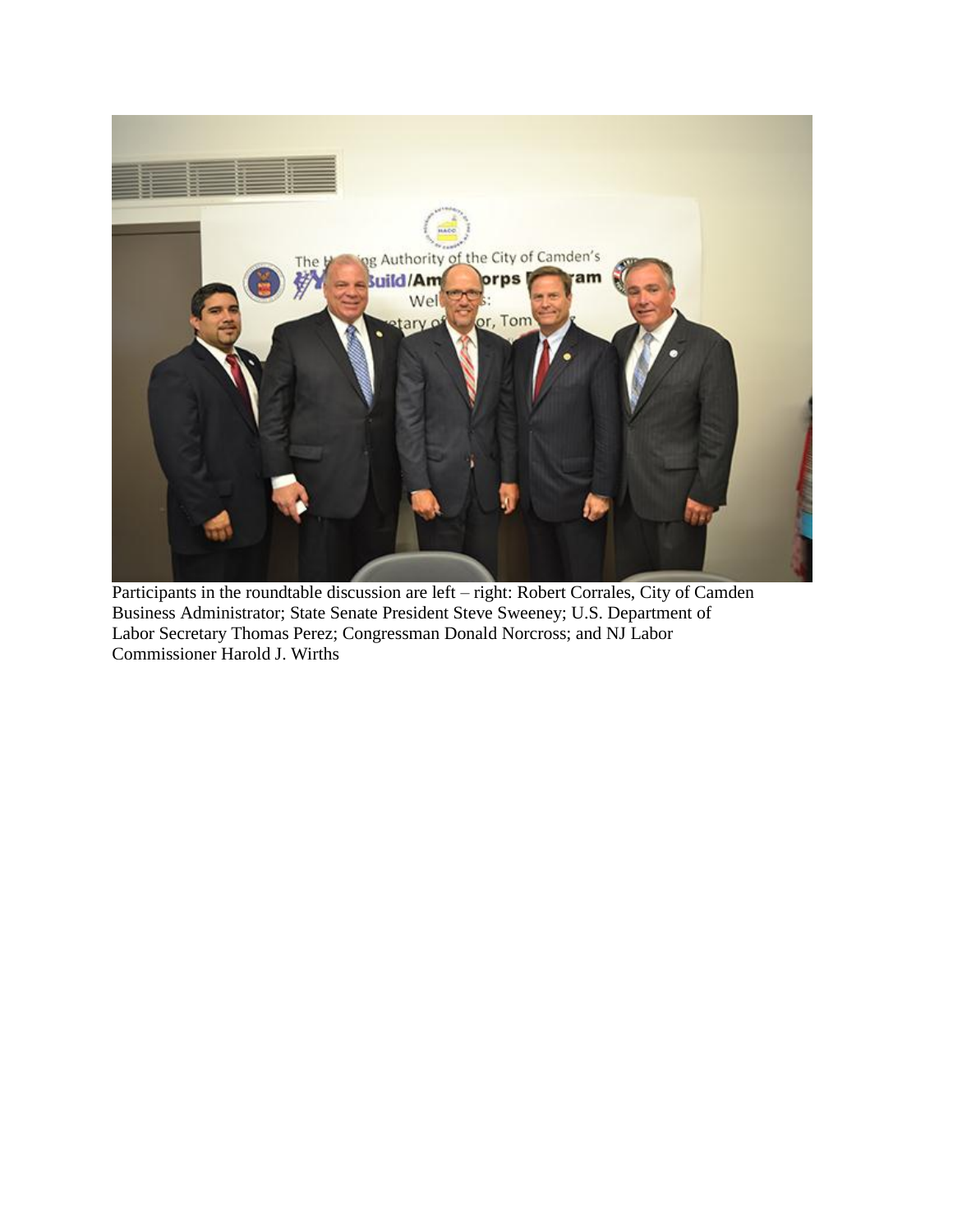Participants in the roundtable discussion are left – right: Robert Corrales, City of Camden Business Administrator; State Senate President Steve Sweeney; U.S. Department of Labor Secretary Thomas Perez; Congressman Donald Norcross; and NJ Labor Commissioner Harold J. Wirths